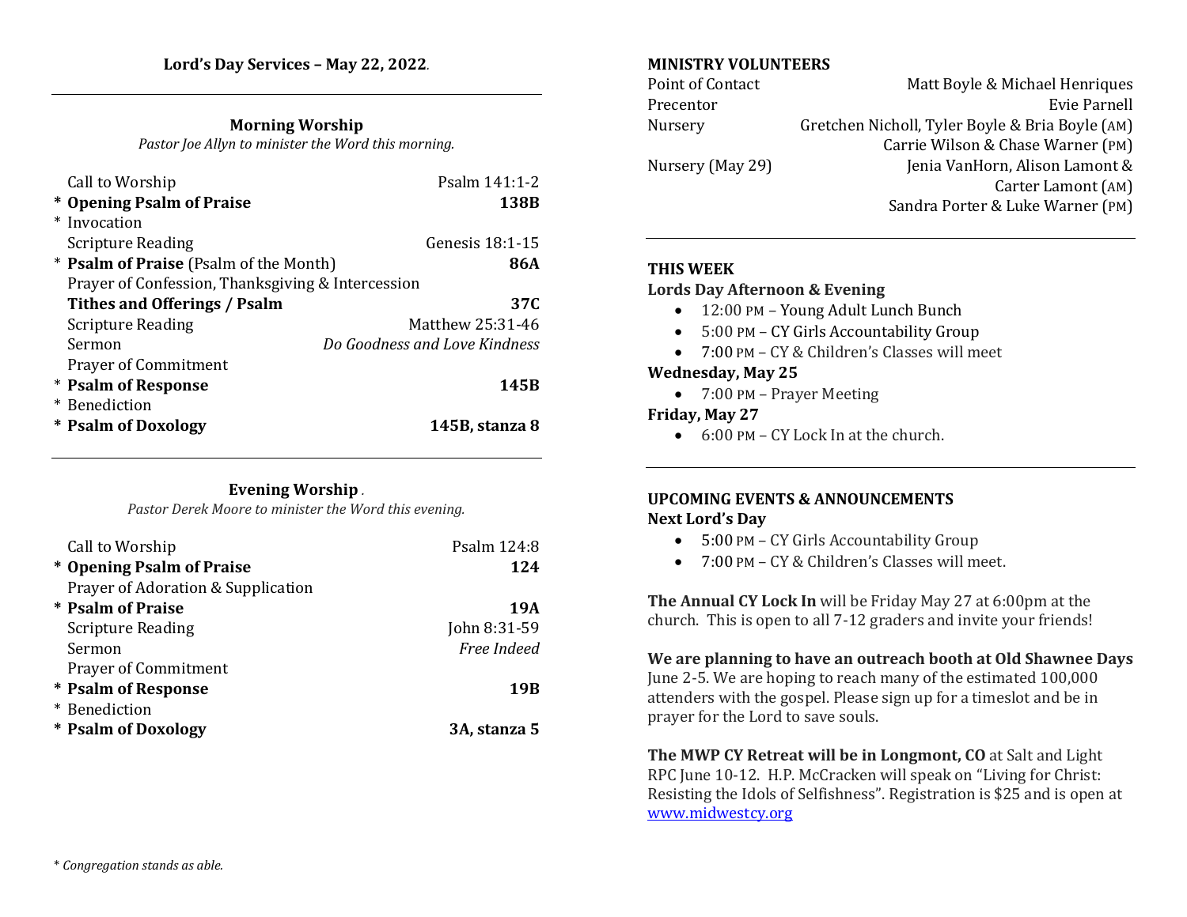## Lord's Day Services – May 22, 2022.

### Morning Worship

*Pastor Joe Allyn to minister the Word this morning.*

| | |
|---|---|
| Call to Worship | Psalm 141:1-2 |
| * **Opening Psalm of Praise** | **138B** |
| * Invocation | |
| Scripture Reading | Genesis 18:1-15 |
| * **Psalm of Praise** (Psalm of the Month) | **86A** |
| Prayer of Confession, Thanksgiving & Intercession | |
| **Tithes and Offerings / Psalm** | **37C** |
| Scripture Reading | Matthew 25:31-46 |
| Sermon | *Do Goodness and Love Kindness* |
| Prayer of Commitment | |
| * **Psalm of Response** | **145B** |
| * Benediction | |
| * **Psalm of Doxology** | **145B, stanza 8** |

### Evening Worship.

*Pastor Derek Moore to minister the Word this evening.*

| | |
|---|---|
| Call to Worship | Psalm 124:8 |
| * **Opening Psalm of Praise** | **124** |
| Prayer of Adoration & Supplication | |
| * **Psalm of Praise** | **19A** |
| Scripture Reading | John 8:31-59 |
| Sermon | *Free Indeed* |
| Prayer of Commitment | |
| * **Psalm of Response** | **19B** |
| * Benediction | |
| * **Psalm of Doxology** | **3A, stanza 5** |

*\* Congregation stands as able.*

### MINISTRY VOLUNTEERS

| | |
|---|---|
| Point of Contact | Matt Boyle & Michael Henriques |
| Precentor | Evie Parnell |
| Nursery | Gretchen Nicholl, Tyler Boyle & Bria Boyle (AM) |
| | Carrie Wilson & Chase Warner (PM) |
| Nursery (May 29) | Jenia VanHorn, Alison Lamont & Carter Lamont (AM) |
| | Sandra Porter & Luke Warner (PM) |

### THIS WEEK

**Lords Day Afternoon & Evening**

- 12:00 PM – Young Adult Lunch Bunch
- 5:00 PM – CY Girls Accountability Group
- 7:00 PM – CY & Children's Classes will meet

**Wednesday, May 25**

- 7:00 PM – Prayer Meeting

**Friday, May 27**

- 6:00 PM – CY Lock In at the church.

### UPCOMING EVENTS & ANNOUNCEMENTS

**Next Lord's Day**

- 5:00 PM – CY Girls Accountability Group
- 7:00 PM – CY & Children's Classes will meet.

**The Annual CY Lock In** will be Friday May 27 at 6:00pm at the church. This is open to all 7-12 graders and invite your friends!

**We are planning to have an outreach booth at Old Shawnee Days** June 2-5. We are hoping to reach many of the estimated 100,000 attenders with the gospel. Please sign up for a timeslot and be in prayer for the Lord to save souls.

**The MWP CY Retreat will be in Longmont, CO** at Salt and Light RPC June 10-12. H.P. McCracken will speak on "Living for Christ: Resisting the Idols of Selfishness". Registration is $25 and is open at www.midwestcy.org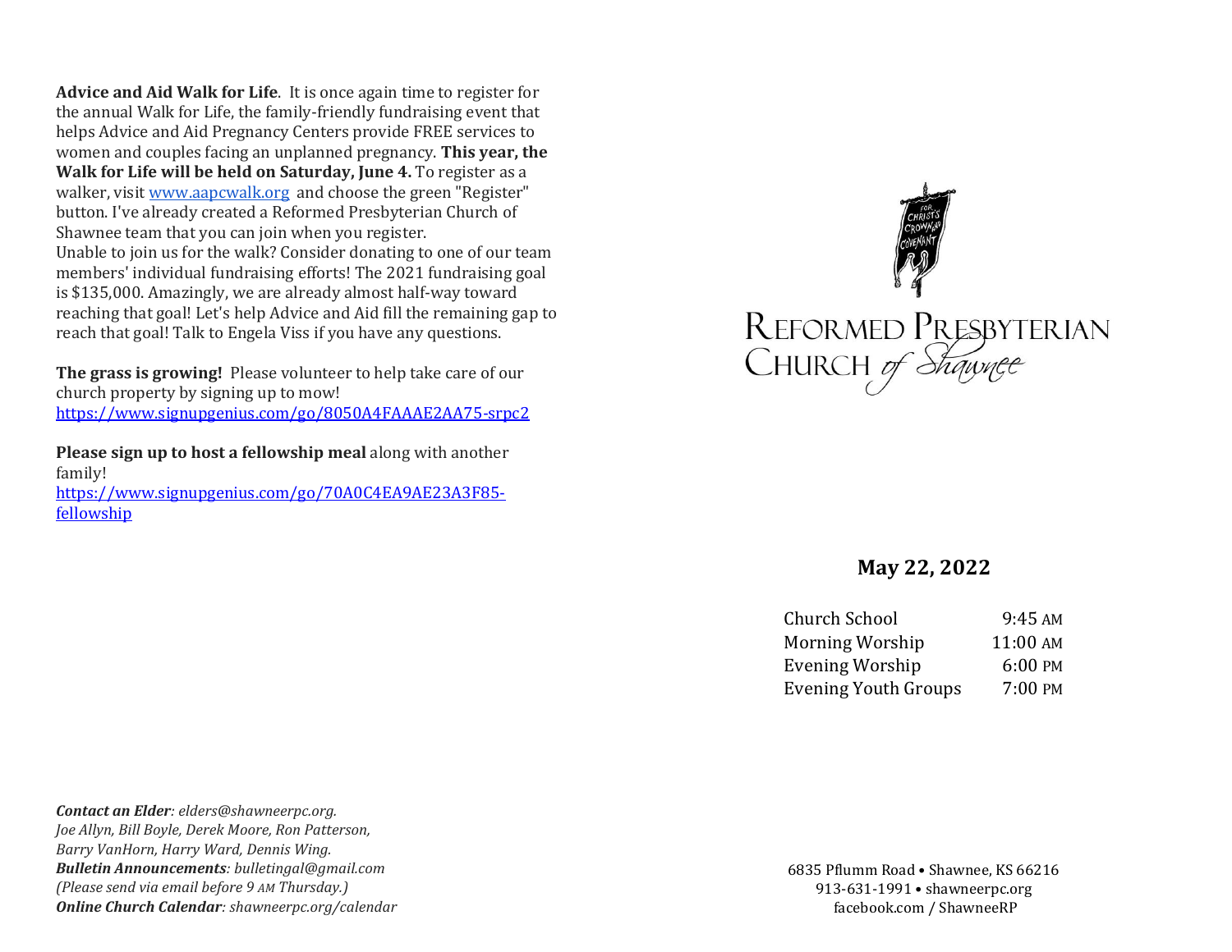**Advice and Aid Walk for Life**. It is once again time to register for the annual Walk for Life, the family-friendly fundraising event that helps Advice and Aid Pregnancy Centers provide FREE services to women and couples facing an unplanned pregnancy. **This year, the Walk for Life will be held on Saturday, June 4.** To register as a walker, visit [www.aapcwalk.org](http://www.aapcwalk.org) and choose the green "Register" button. I've already created a Reformed Presbyterian Church of Shawnee team that you can join when you register.
Unable to join us for the walk? Consider donating to one of our team members' individual fundraising efforts! The 2021 fundraising goal is $135,000. Amazingly, we are already almost half-way toward reaching that goal! Let's help Advice and Aid fill the remaining gap to reach that goal! Talk to Engela Viss if you have any questions.

**The grass is growing!** Please volunteer to help take care of our church property by signing up to mow!
https://www.signupgenius.com/go/8050A4FAAAE2AA75-srpc2

**Please sign up to host a fellowship meal** along with another family!
https://www.signupgenius.com/go/70A0C4EA9AE23A3F85-fellowship

***Contact an Elder****: elders@shawneerpc.org.*
*Joe Allyn, Bill Boyle, Derek Moore, Ron Patterson, Barry VanHorn, Harry Ward, Dennis Wing.*
***Bulletin Announcements****: bulletingal@gmail.com*
*(Please send via email before 9 AM Thursday.)*
***Online Church Calendar****: shawneerpc.org/calendar*

For Christ's Crown and Covenant

# Reformed Presbyterian Church of Shawnee

## May 22, 2022

| | |
|---|---|
| Church School | 9:45 AM |
| Morning Worship | 11:00 AM |
| Evening Worship | 6:00 PM |
| Evening Youth Groups | 7:00 PM |

6835 Pflumm Road • Shawnee, KS 66216
913-631-1991 • shawneerpc.org
facebook.com / ShawneeRP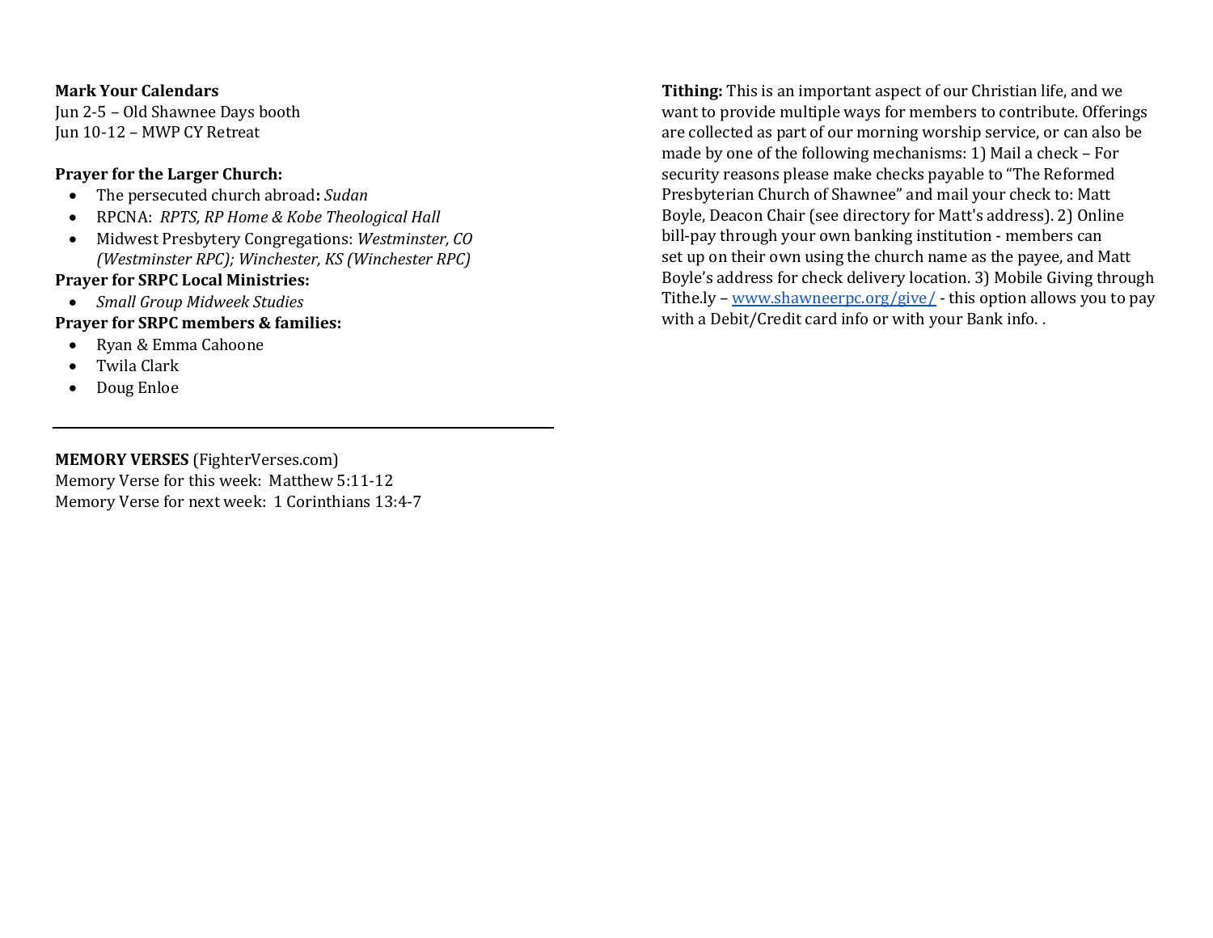**Mark Your Calendars**
Jun 2-5 – Old Shawnee Days booth
Jun 10-12 – MWP CY Retreat

**Prayer for the Larger Church:**

- The persecuted church abroad**:** *Sudan*
- RPCNA: *RPTS, RP Home & Kobe Theological Hall*
- Midwest Presbytery Congregations: *Westminster, CO (Westminster RPC); Winchester, KS (Winchester RPC)*

**Prayer for SRPC Local Ministries:**

- *Small Group Midweek Studies*

**Prayer for SRPC members & families:**

- Ryan & Emma Cahoone
- Twila Clark
- Doug Enloe

---

**MEMORY VERSES** (FighterVerses.com)
Memory Verse for this week: Matthew 5:11-12
Memory Verse for next week: 1 Corinthians 13:4-7

**Tithing:** This is an important aspect of our Christian life, and we want to provide multiple ways for members to contribute. Offerings are collected as part of our morning worship service, or can also be made by one of the following mechanisms: 1) Mail a check – For security reasons please make checks payable to "The Reformed Presbyterian Church of Shawnee" and mail your check to: Matt Boyle, Deacon Chair (see directory for Matt's address). 2) Online bill-pay through your own banking institution - members can set up on their own using the church name as the payee, and Matt Boyle's address for check delivery location. 3) Mobile Giving through Tithe.ly – [www.shawneerpc.org/give/](www.shawneerpc.org/give/) - this option allows you to pay with a Debit/Credit card info or with your Bank info. .